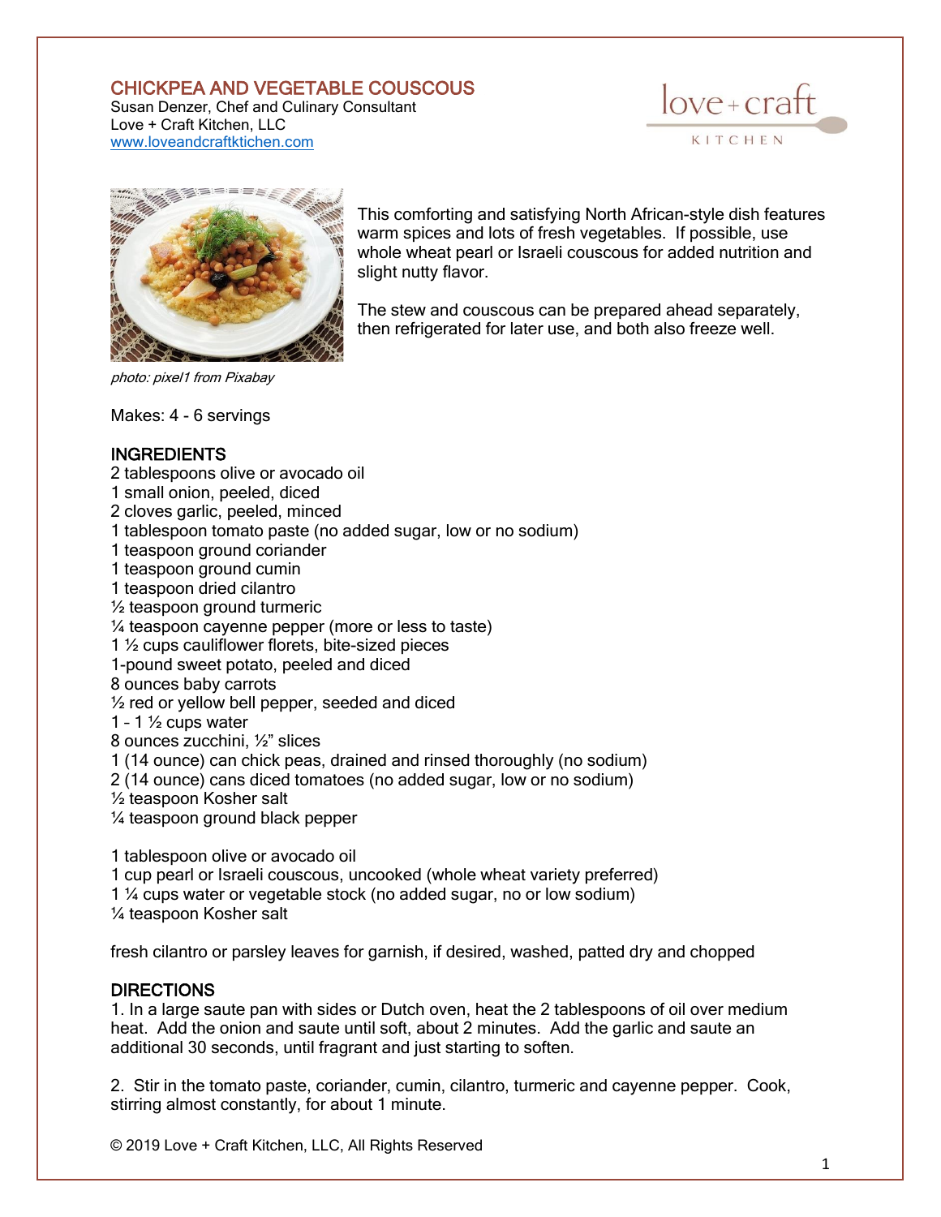# CHICKPEA AND VEGETABLE COUSCOUS

Susan Denzer, Chef and Culinary Consultant
Love + Craft Kitchen, LLC
www.loveandcraftkitchen.com

This comforting and satisfying North African-style dish features warm spices and lots of fresh vegetables. If possible, use whole wheat pearl or Israeli couscous for added nutrition and slight nutty flavor.

The stew and couscous can be prepared ahead separately, then refrigerated for later use, and both also freeze well.

*photo: pixel1 from Pixabay*

Makes: 4 - 6 servings

## INGREDIENTS

2 tablespoons olive or avocado oil
1 small onion, peeled, diced
2 cloves garlic, peeled, minced
1 tablespoon tomato paste (no added sugar, low or no sodium)
1 teaspoon ground coriander
1 teaspoon ground cumin
1 teaspoon dried cilantro
½ teaspoon ground turmeric
¼ teaspoon cayenne pepper (more or less to taste)
1 ½ cups cauliflower florets, bite-sized pieces
1-pound sweet potato, peeled and diced
8 ounces baby carrots
½ red or yellow bell pepper, seeded and diced
1 – 1 ½ cups water
8 ounces zucchini, ½" slices
1 (14 ounce) can chick peas, drained and rinsed thoroughly (no sodium)
2 (14 ounce) cans diced tomatoes (no added sugar, low or no sodium)
½ teaspoon Kosher salt
¼ teaspoon ground black pepper

1 tablespoon olive or avocado oil
1 cup pearl or Israeli couscous, uncooked (whole wheat variety preferred)
1 ¼ cups water or vegetable stock (no added sugar, no or low sodium)
¼ teaspoon Kosher salt

fresh cilantro or parsley leaves for garnish, if desired, washed, patted dry and chopped

## DIRECTIONS

1. In a large saute pan with sides or Dutch oven, heat the 2 tablespoons of oil over medium heat. Add the onion and saute until soft, about 2 minutes. Add the garlic and saute an additional 30 seconds, until fragrant and just starting to soften.

2. Stir in the tomato paste, coriander, cumin, cilantro, turmeric and cayenne pepper. Cook, stirring almost constantly, for about 1 minute.

© 2019 Love + Craft Kitchen, LLC, All Rights Reserved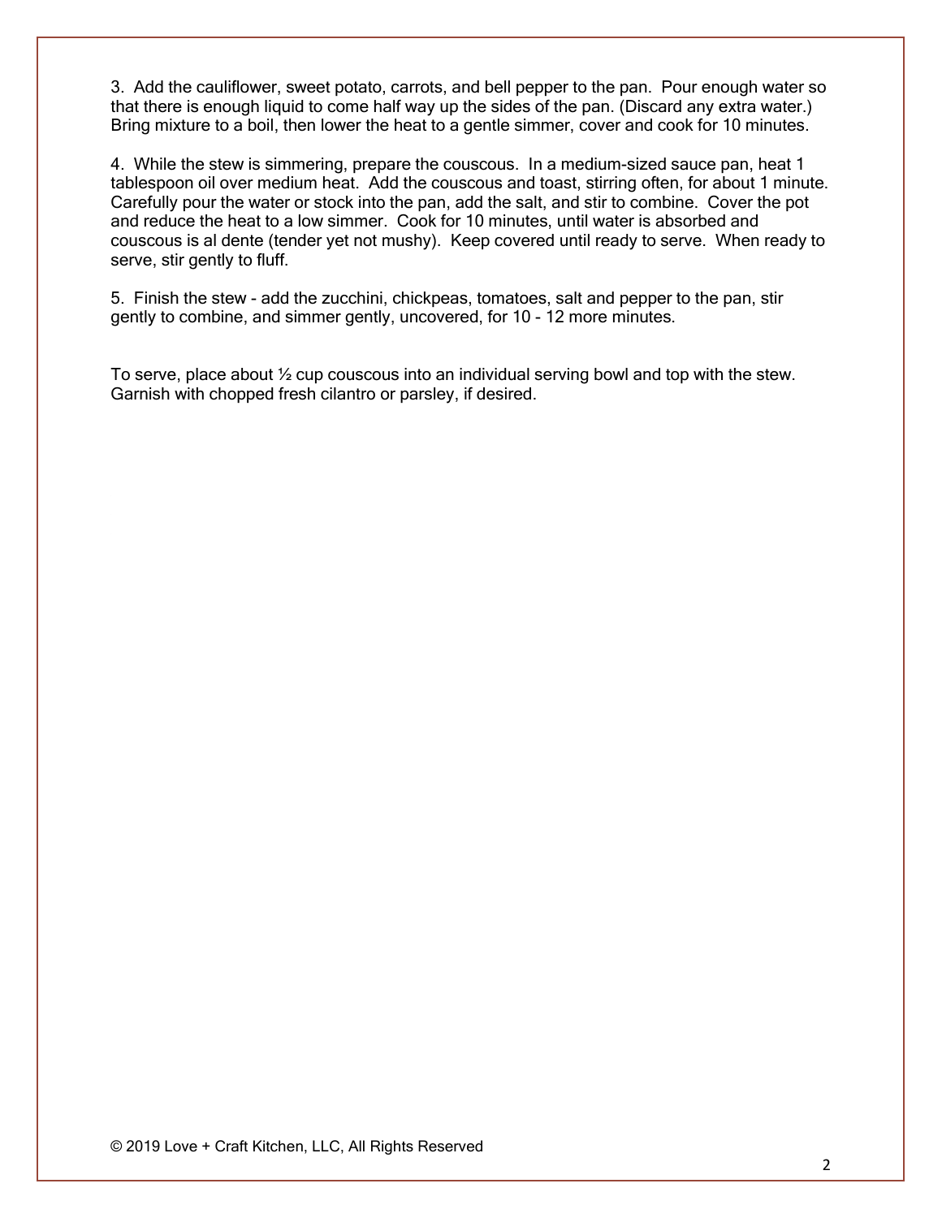3. Add the cauliflower, sweet potato, carrots, and bell pepper to the pan. Pour enough water so that there is enough liquid to come half way up the sides of the pan. (Discard any extra water.) Bring mixture to a boil, then lower the heat to a gentle simmer, cover and cook for 10 minutes.

4. While the stew is simmering, prepare the couscous. In a medium-sized sauce pan, heat 1 tablespoon oil over medium heat. Add the couscous and toast, stirring often, for about 1 minute. Carefully pour the water or stock into the pan, add the salt, and stir to combine. Cover the pot and reduce the heat to a low simmer. Cook for 10 minutes, until water is absorbed and couscous is al dente (tender yet not mushy). Keep covered until ready to serve. When ready to serve, stir gently to fluff.

5. Finish the stew - add the zucchini, chickpeas, tomatoes, salt and pepper to the pan, stir gently to combine, and simmer gently, uncovered, for 10 - 12 more minutes.

To serve, place about ½ cup couscous into an individual serving bowl and top with the stew. Garnish with chopped fresh cilantro or parsley, if desired.

© 2019 Love + Craft Kitchen, LLC, All Rights Reserved